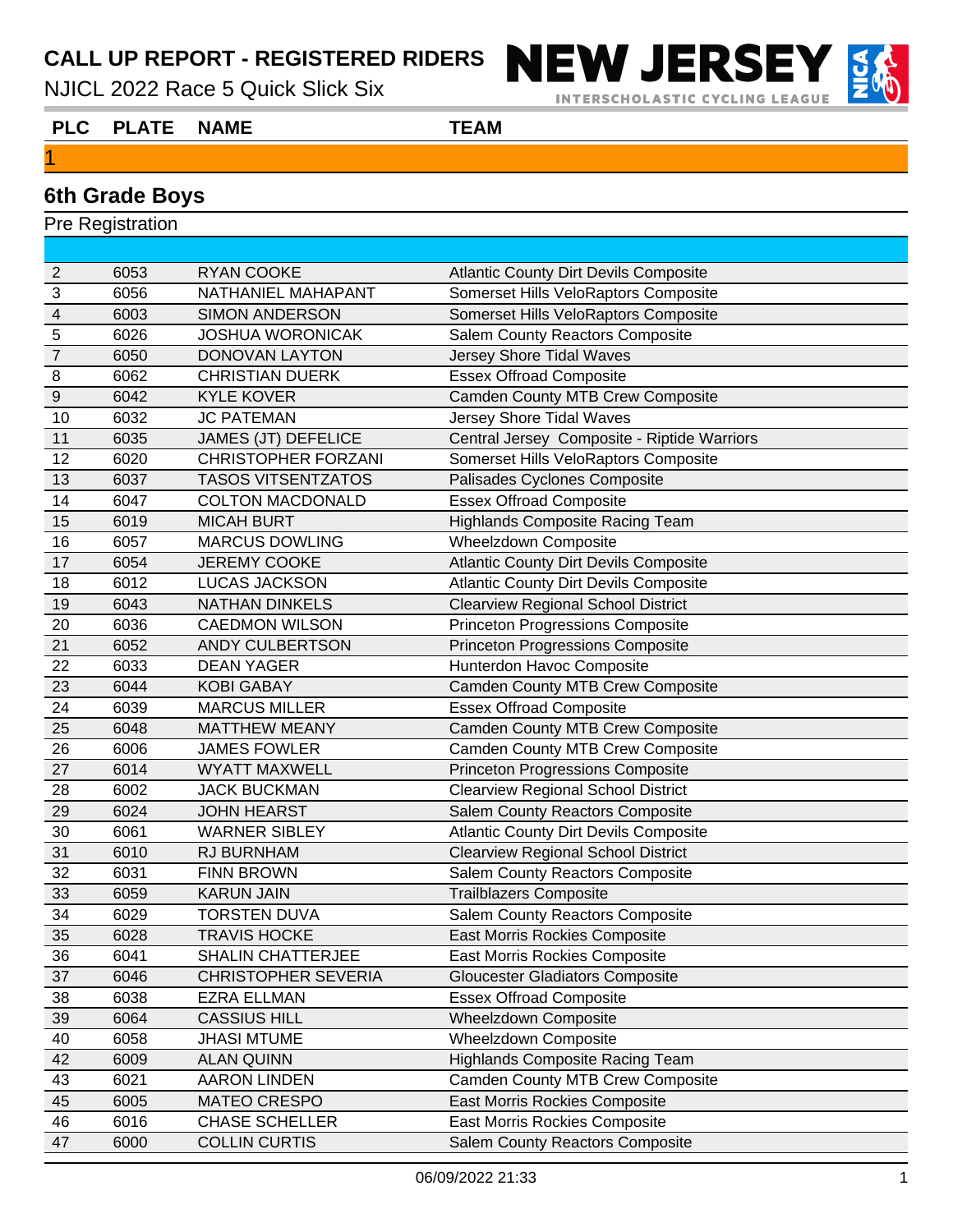# CALL UP REPORT - REGISTERED RIDERS

NJICL 2022 Race 5 Quick Slick Six

NEW JERSEY INTERSCHOLASTIC CYCLING LEAGUE

| PLC | PLATE | NAME | TEAM |
|---|---|---|---|

1

## 6th Grade Boys

Pre Registration

| PLC | PLATE | NAME | TEAM |
|---|---|---|---|
| 2 | 6053 | RYAN COOKE | Atlantic County Dirt Devils Composite |
| 3 | 6056 | NATHANIEL MAHAPANT | Somerset Hills VeloRaptors Composite |
| 4 | 6003 | SIMON ANDERSON | Somerset Hills VeloRaptors Composite |
| 5 | 6026 | JOSHUA WORONICAK | Salem County Reactors Composite |
| 7 | 6050 | DONOVAN LAYTON | Jersey Shore Tidal Waves |
| 8 | 6062 | CHRISTIAN DUERK | Essex Offroad Composite |
| 9 | 6042 | KYLE KOVER | Camden County MTB Crew Composite |
| 10 | 6032 | JC PATEMAN | Jersey Shore Tidal Waves |
| 11 | 6035 | JAMES (JT) DEFELICE | Central Jersey Composite - Riptide Warriors |
| 12 | 6020 | CHRISTOPHER FORZANI | Somerset Hills VeloRaptors Composite |
| 13 | 6037 | TASOS VITSENTZATOS | Palisades Cyclones Composite |
| 14 | 6047 | COLTON MACDONALD | Essex Offroad Composite |
| 15 | 6019 | MICAH BURT | Highlands Composite Racing Team |
| 16 | 6057 | MARCUS DOWLING | Wheelzdown Composite |
| 17 | 6054 | JEREMY COOKE | Atlantic County Dirt Devils Composite |
| 18 | 6012 | LUCAS JACKSON | Atlantic County Dirt Devils Composite |
| 19 | 6043 | NATHAN DINKELS | Clearview Regional School District |
| 20 | 6036 | CAEDMON WILSON | Princeton Progressions Composite |
| 21 | 6052 | ANDY CULBERTSON | Princeton Progressions Composite |
| 22 | 6033 | DEAN YAGER | Hunterdon Havoc Composite |
| 23 | 6044 | KOBI GABAY | Camden County MTB Crew Composite |
| 24 | 6039 | MARCUS MILLER | Essex Offroad Composite |
| 25 | 6048 | MATTHEW MEANY | Camden County MTB Crew Composite |
| 26 | 6006 | JAMES FOWLER | Camden County MTB Crew Composite |
| 27 | 6014 | WYATT MAXWELL | Princeton Progressions Composite |
| 28 | 6002 | JACK BUCKMAN | Clearview Regional School District |
| 29 | 6024 | JOHN HEARST | Salem County Reactors Composite |
| 30 | 6061 | WARNER SIBLEY | Atlantic County Dirt Devils Composite |
| 31 | 6010 | RJ BURNHAM | Clearview Regional School District |
| 32 | 6031 | FINN BROWN | Salem County Reactors Composite |
| 33 | 6059 | KARUN JAIN | Trailblazers Composite |
| 34 | 6029 | TORSTEN DUVA | Salem County Reactors Composite |
| 35 | 6028 | TRAVIS HOCKE | East Morris Rockies Composite |
| 36 | 6041 | SHALIN CHATTERJEE | East Morris Rockies Composite |
| 37 | 6046 | CHRISTOPHER SEVERIA | Gloucester Gladiators Composite |
| 38 | 6038 | EZRA ELLMAN | Essex Offroad Composite |
| 39 | 6064 | CASSIUS HILL | Wheelzdown Composite |
| 40 | 6058 | JHASI MTUME | Wheelzdown Composite |
| 42 | 6009 | ALAN QUINN | Highlands Composite Racing Team |
| 43 | 6021 | AARON LINDEN | Camden County MTB Crew Composite |
| 45 | 6005 | MATEO CRESPO | East Morris Rockies Composite |
| 46 | 6016 | CHASE SCHELLER | East Morris Rockies Composite |
| 47 | 6000 | COLLIN CURTIS | Salem County Reactors Composite |

06/09/2022 21:33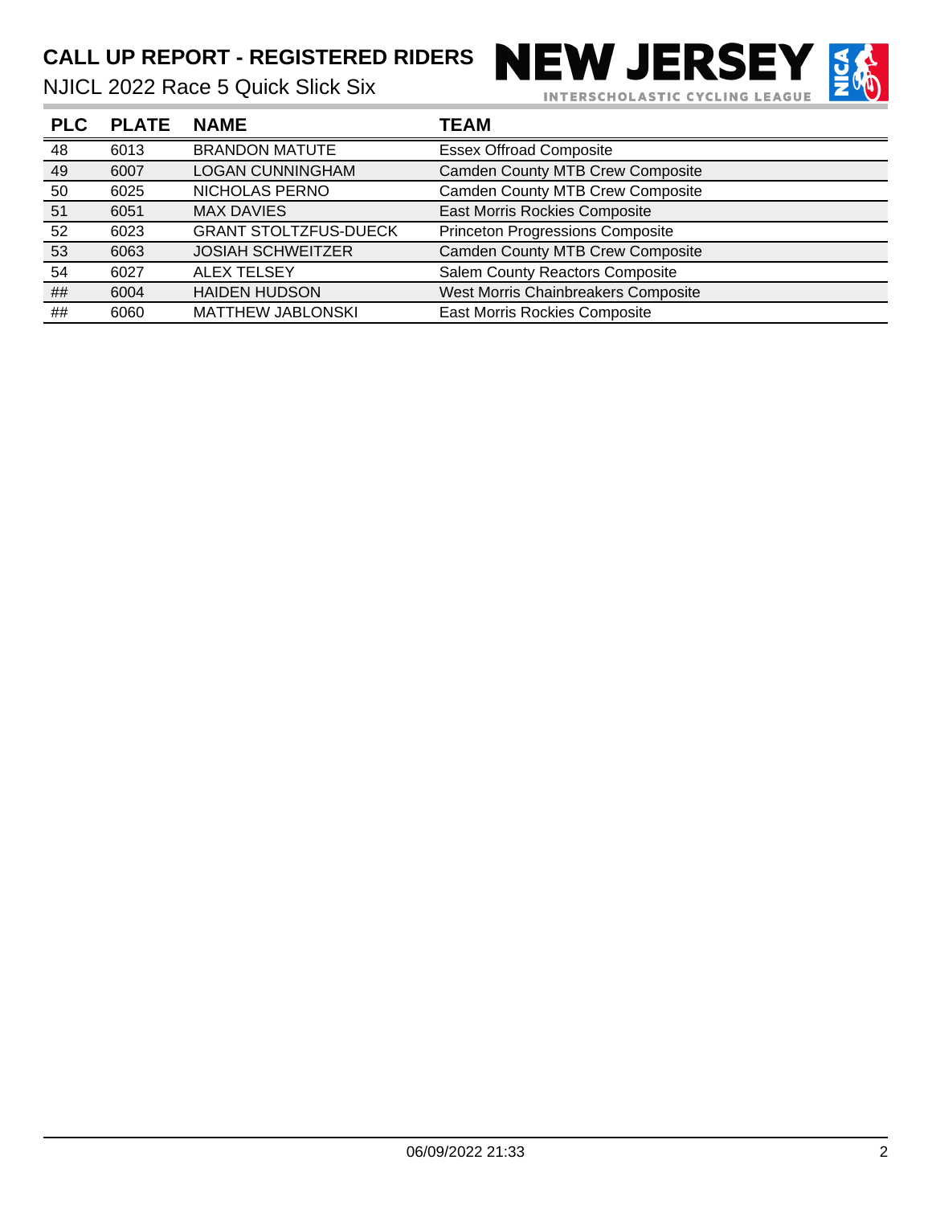**CALL UP REPORT - REGISTERED RIDERS**

NJICL 2022 Race 5 Quick Slick Six

| PLC | PLATE | NAME | TEAM |
|---|---|---|---|
| 48 | 6013 | BRANDON MATUTE | Essex Offroad Composite |
| 49 | 6007 | LOGAN CUNNINGHAM | Camden County MTB Crew Composite |
| 50 | 6025 | NICHOLAS PERNO | Camden County MTB Crew Composite |
| 51 | 6051 | MAX DAVIES | East Morris Rockies Composite |
| 52 | 6023 | GRANT STOLTZFUS-DUECK | Princeton Progressions Composite |
| 53 | 6063 | JOSIAH SCHWEITZER | Camden County MTB Crew Composite |
| 54 | 6027 | ALEX TELSEY | Salem County Reactors Composite |
| ## | 6004 | HAIDEN HUDSON | West Morris Chainbreakers Composite |
| ## | 6060 | MATTHEW JABLONSKI | East Morris Rockies Composite |

06/09/2022 21:33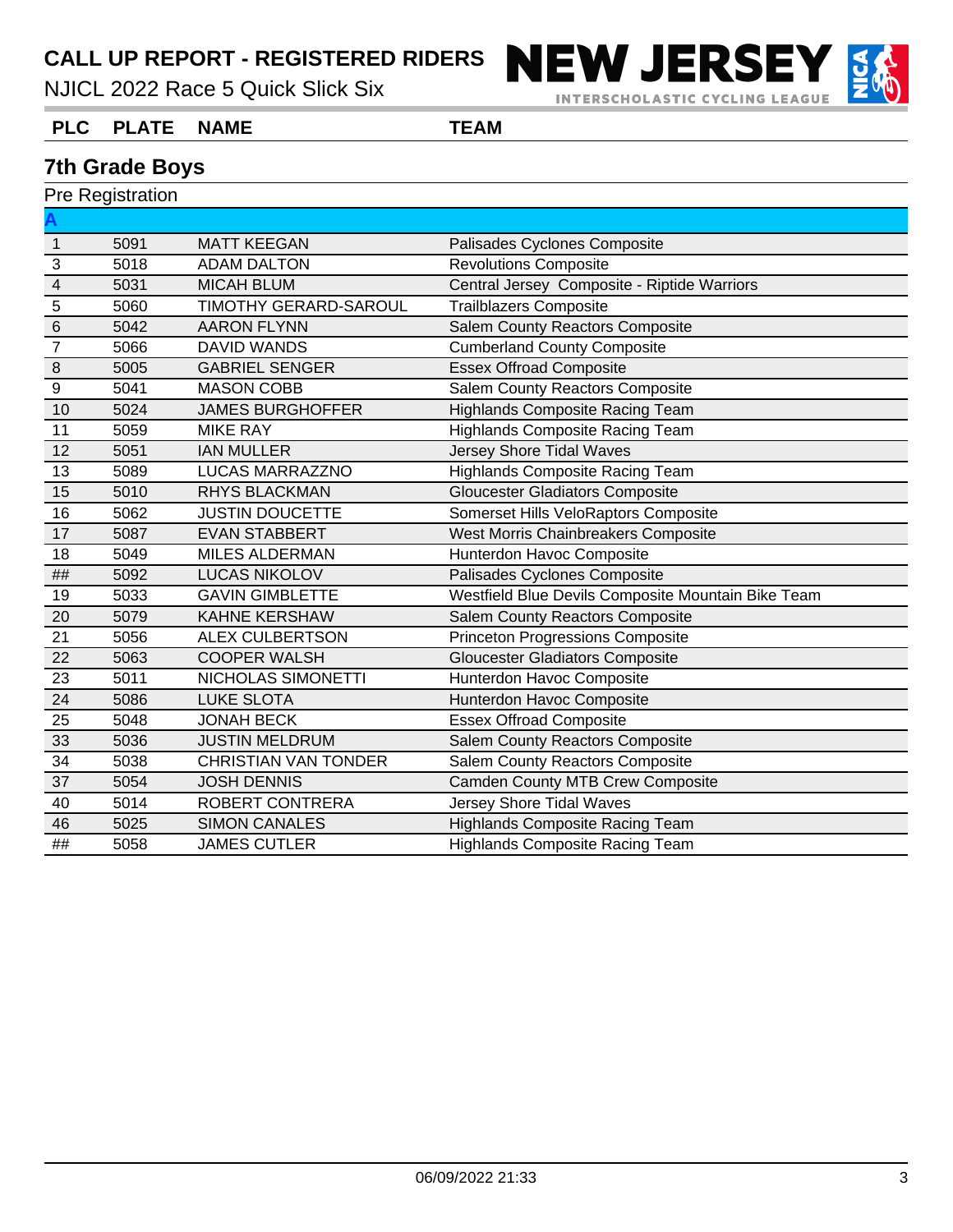# CALL UP REPORT - REGISTERED RIDERS

NJICL 2022 Race 5 Quick Slick Six

NEW JERSEY INTERSCHOLASTIC CYCLING LEAGUE

## 7th Grade Boys

Pre Registration

| PLC | PLATE | NAME | TEAM |
|---|---|---|---|
| **A** | | | |
| 1 | 5091 | MATT KEEGAN | Palisades Cyclones Composite |
| 3 | 5018 | ADAM DALTON | Revolutions Composite |
| 4 | 5031 | MICAH BLUM | Central Jersey Composite - Riptide Warriors |
| 5 | 5060 | TIMOTHY GERARD-SAROUL | Trailblazers Composite |
| 6 | 5042 | AARON FLYNN | Salem County Reactors Composite |
| 7 | 5066 | DAVID WANDS | Cumberland County Composite |
| 8 | 5005 | GABRIEL SENGER | Essex Offroad Composite |
| 9 | 5041 | MASON COBB | Salem County Reactors Composite |
| 10 | 5024 | JAMES BURGHOFFER | Highlands Composite Racing Team |
| 11 | 5059 | MIKE RAY | Highlands Composite Racing Team |
| 12 | 5051 | IAN MULLER | Jersey Shore Tidal Waves |
| 13 | 5089 | LUCAS MARRAZZNO | Highlands Composite Racing Team |
| 15 | 5010 | RHYS BLACKMAN | Gloucester Gladiators Composite |
| 16 | 5062 | JUSTIN DOUCETTE | Somerset Hills VeloRaptors Composite |
| 17 | 5087 | EVAN STABBERT | West Morris Chainbreakers Composite |
| 18 | 5049 | MILES ALDERMAN | Hunterdon Havoc Composite |
| ## | 5092 | LUCAS NIKOLOV | Palisades Cyclones Composite |
| 19 | 5033 | GAVIN GIMBLETTE | Westfield Blue Devils Composite Mountain Bike Team |
| 20 | 5079 | KAHNE KERSHAW | Salem County Reactors Composite |
| 21 | 5056 | ALEX CULBERTSON | Princeton Progressions Composite |
| 22 | 5063 | COOPER WALSH | Gloucester Gladiators Composite |
| 23 | 5011 | NICHOLAS SIMONETTI | Hunterdon Havoc Composite |
| 24 | 5086 | LUKE SLOTA | Hunterdon Havoc Composite |
| 25 | 5048 | JONAH BECK | Essex Offroad Composite |
| 33 | 5036 | JUSTIN MELDRUM | Salem County Reactors Composite |
| 34 | 5038 | CHRISTIAN VAN TONDER | Salem County Reactors Composite |
| 37 | 5054 | JOSH DENNIS | Camden County MTB Crew Composite |
| 40 | 5014 | ROBERT CONTRERA | Jersey Shore Tidal Waves |
| 46 | 5025 | SIMON CANALES | Highlands Composite Racing Team |
| ## | 5058 | JAMES CUTLER | Highlands Composite Racing Team |

06/09/2022 21:33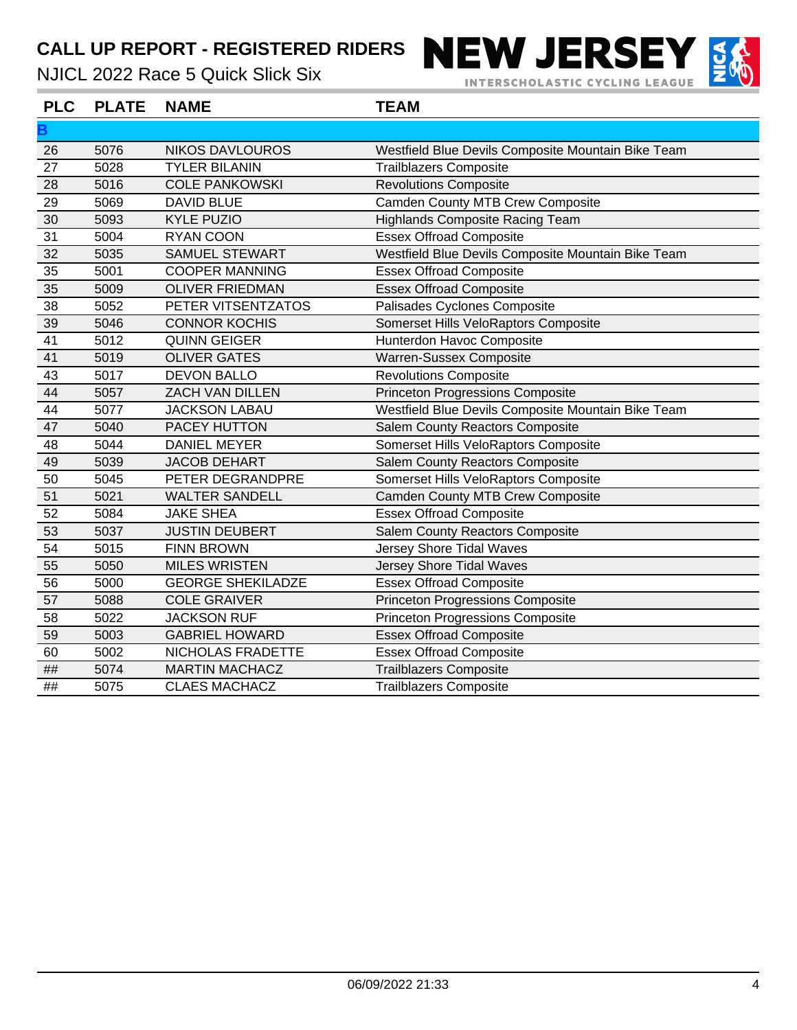# CALL UP REPORT - REGISTERED RIDERS

NJICL 2022 Race 5 Quick Slick Six

NEW JERSEY INTERSCHOLASTIC CYCLING LEAGUE

| PLC | PLATE | NAME | TEAM |
|---|---|---|---|
| B | | | |
| 26 | 5076 | NIKOS DAVLOUROS | Westfield Blue Devils Composite Mountain Bike Team |
| 27 | 5028 | TYLER BILANIN | Trailblazers Composite |
| 28 | 5016 | COLE PANKOWSKI | Revolutions Composite |
| 29 | 5069 | DAVID BLUE | Camden County MTB Crew Composite |
| 30 | 5093 | KYLE PUZIO | Highlands Composite Racing Team |
| 31 | 5004 | RYAN COON | Essex Offroad Composite |
| 32 | 5035 | SAMUEL STEWART | Westfield Blue Devils Composite Mountain Bike Team |
| 35 | 5001 | COOPER MANNING | Essex Offroad Composite |
| 35 | 5009 | OLIVER FRIEDMAN | Essex Offroad Composite |
| 38 | 5052 | PETER VITSENTZATOS | Palisades Cyclones Composite |
| 39 | 5046 | CONNOR KOCHIS | Somerset Hills VeloRaptors Composite |
| 41 | 5012 | QUINN GEIGER | Hunterdon Havoc Composite |
| 41 | 5019 | OLIVER GATES | Warren-Sussex Composite |
| 43 | 5017 | DEVON BALLO | Revolutions Composite |
| 44 | 5057 | ZACH VAN DILLEN | Princeton Progressions Composite |
| 44 | 5077 | JACKSON LABAU | Westfield Blue Devils Composite Mountain Bike Team |
| 47 | 5040 | PACEY HUTTON | Salem County Reactors Composite |
| 48 | 5044 | DANIEL MEYER | Somerset Hills VeloRaptors Composite |
| 49 | 5039 | JACOB DEHART | Salem County Reactors Composite |
| 50 | 5045 | PETER DEGRANDPRE | Somerset Hills VeloRaptors Composite |
| 51 | 5021 | WALTER SANDELL | Camden County MTB Crew Composite |
| 52 | 5084 | JAKE SHEA | Essex Offroad Composite |
| 53 | 5037 | JUSTIN DEUBERT | Salem County Reactors Composite |
| 54 | 5015 | FINN BROWN | Jersey Shore Tidal Waves |
| 55 | 5050 | MILES WRISTEN | Jersey Shore Tidal Waves |
| 56 | 5000 | GEORGE SHEKILADZE | Essex Offroad Composite |
| 57 | 5088 | COLE GRAIVER | Princeton Progressions Composite |
| 58 | 5022 | JACKSON RUF | Princeton Progressions Composite |
| 59 | 5003 | GABRIEL HOWARD | Essex Offroad Composite |
| 60 | 5002 | NICHOLAS FRADETTE | Essex Offroad Composite |
| ## | 5074 | MARTIN MACHACZ | Trailblazers Composite |
| ## | 5075 | CLAES MACHACZ | Trailblazers Composite |

06/09/2022 21:33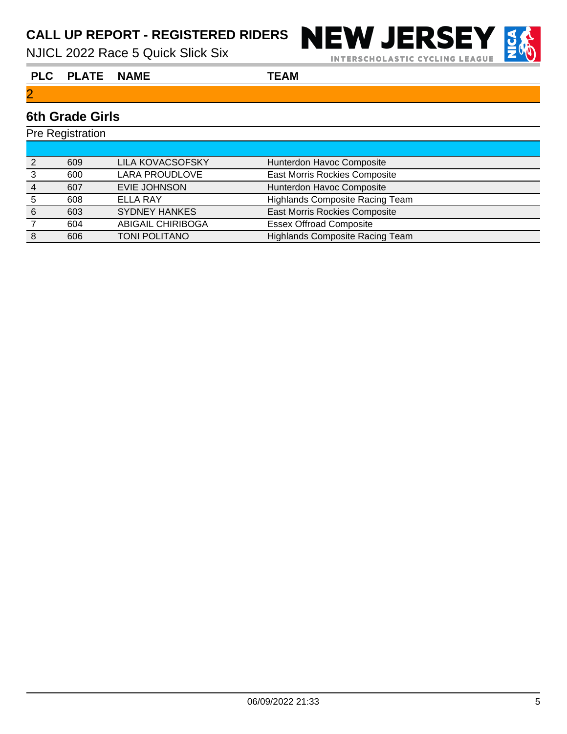# CALL UP REPORT - REGISTERED RIDERS

NJICL 2022 Race 5 Quick Slick Six

| PLC | PLATE | NAME | TEAM |
|---|---|---|---|
| 2 | | | |

## 6th Grade Girls

Pre Registration

| PLC | PLATE | NAME | TEAM |
|---|---|---|---|
| 2 | 609 | LILA KOVACSOFSKY | Hunterdon Havoc Composite |
| 3 | 600 | LARA PROUDLOVE | East Morris Rockies Composite |
| 4 | 607 | EVIE JOHNSON | Hunterdon Havoc Composite |
| 5 | 608 | ELLA RAY | Highlands Composite Racing Team |
| 6 | 603 | SYDNEY HANKES | East Morris Rockies Composite |
| 7 | 604 | ABIGAIL CHIRIBOGA | Essex Offroad Composite |
| 8 | 606 | TONI POLITANO | Highlands Composite Racing Team |

06/09/2022 21:33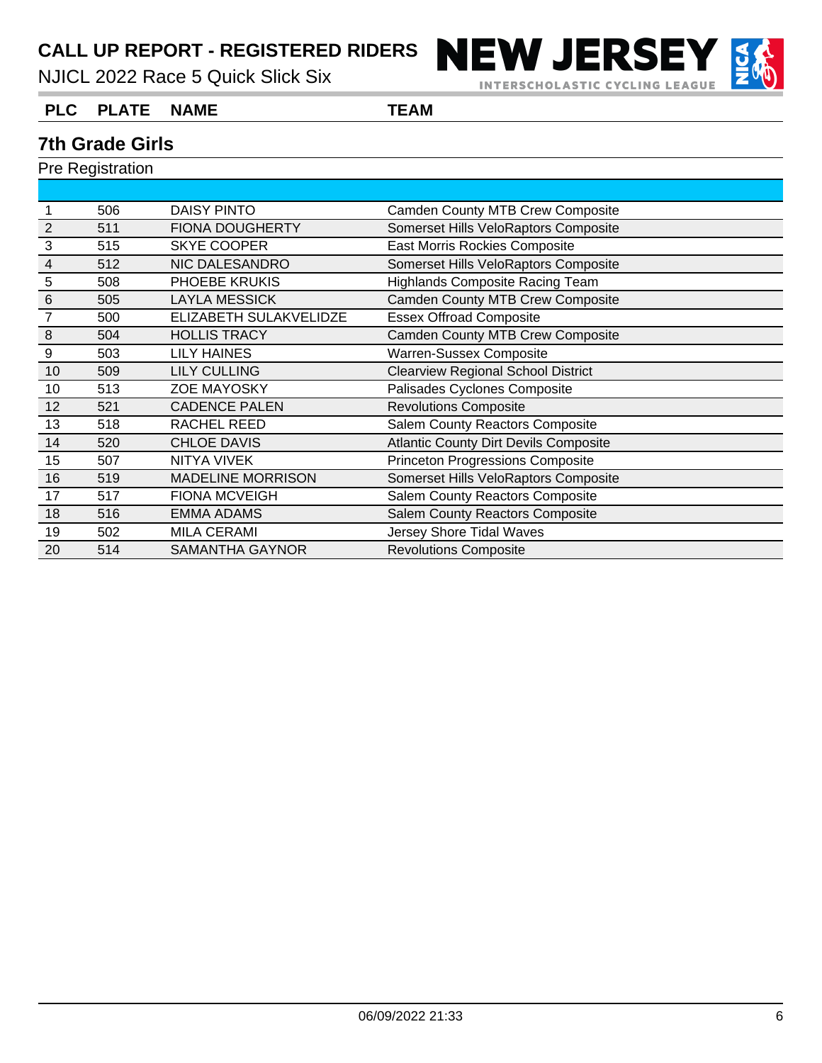# CALL UP REPORT - REGISTERED RIDERS

NJICL 2022 Race 5 Quick Slick Six

## 7th Grade Girls

Pre Registration

| PLC | PLATE | NAME | TEAM |
|---|---|---|---|
| 1 | 506 | DAISY PINTO | Camden County MTB Crew Composite |
| 2 | 511 | FIONA DOUGHERTY | Somerset Hills VeloRaptors Composite |
| 3 | 515 | SKYE COOPER | East Morris Rockies Composite |
| 4 | 512 | NIC DALESANDRO | Somerset Hills VeloRaptors Composite |
| 5 | 508 | PHOEBE KRUKIS | Highlands Composite Racing Team |
| 6 | 505 | LAYLA MESSICK | Camden County MTB Crew Composite |
| 7 | 500 | ELIZABETH SULAKVELIDZE | Essex Offroad Composite |
| 8 | 504 | HOLLIS TRACY | Camden County MTB Crew Composite |
| 9 | 503 | LILY HAINES | Warren-Sussex Composite |
| 10 | 509 | LILY CULLING | Clearview Regional School District |
| 10 | 513 | ZOE MAYOSKY | Palisades Cyclones Composite |
| 12 | 521 | CADENCE PALEN | Revolutions Composite |
| 13 | 518 | RACHEL REED | Salem County Reactors Composite |
| 14 | 520 | CHLOE DAVIS | Atlantic County Dirt Devils Composite |
| 15 | 507 | NITYA VIVEK | Princeton Progressions Composite |
| 16 | 519 | MADELINE MORRISON | Somerset Hills VeloRaptors Composite |
| 17 | 517 | FIONA MCVEIGH | Salem County Reactors Composite |
| 18 | 516 | EMMA ADAMS | Salem County Reactors Composite |
| 19 | 502 | MILA CERAMI | Jersey Shore Tidal Waves |
| 20 | 514 | SAMANTHA GAYNOR | Revolutions Composite |

06/09/2022 21:33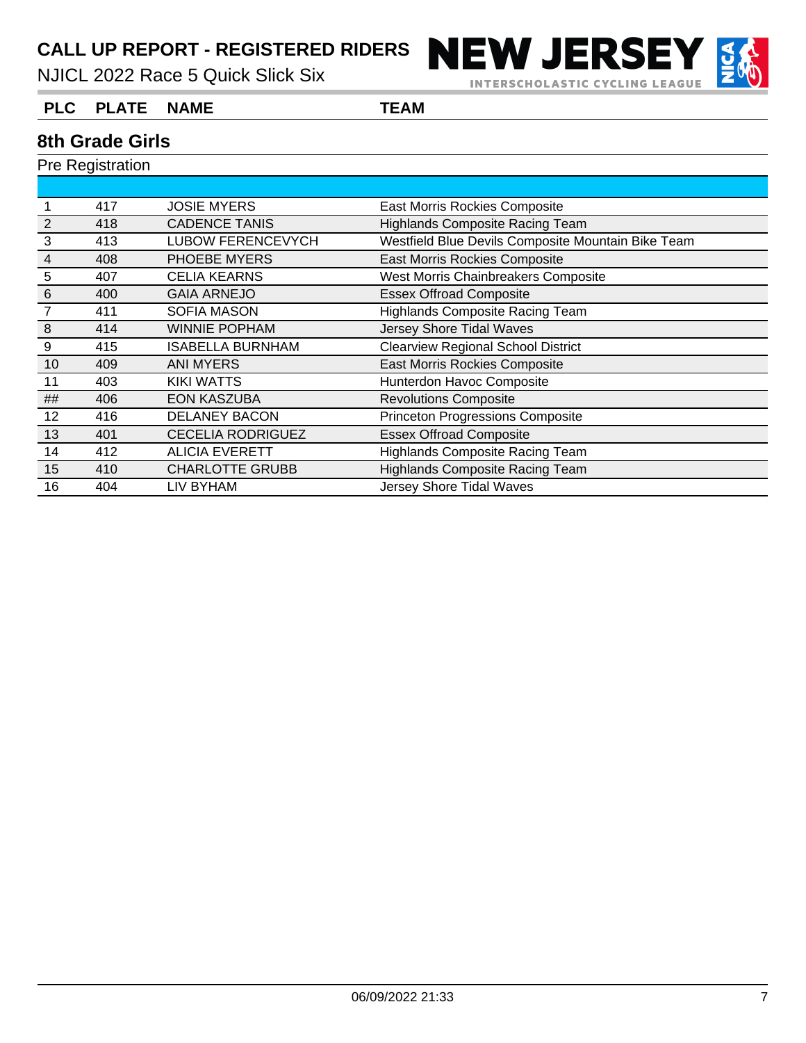# CALL UP REPORT - REGISTERED RIDERS

NJICL 2022 Race 5 Quick Slick Six

## 8th Grade Girls

Pre Registration

| PLC | PLATE | NAME | TEAM |
|---|---|---|---|
| 1 | 417 | JOSIE MYERS | East Morris Rockies Composite |
| 2 | 418 | CADENCE TANIS | Highlands Composite Racing Team |
| 3 | 413 | LUBOW FERENCEVYCH | Westfield Blue Devils Composite Mountain Bike Team |
| 4 | 408 | PHOEBE MYERS | East Morris Rockies Composite |
| 5 | 407 | CELIA KEARNS | West Morris Chainbreakers Composite |
| 6 | 400 | GAIA ARNEJO | Essex Offroad Composite |
| 7 | 411 | SOFIA MASON | Highlands Composite Racing Team |
| 8 | 414 | WINNIE POPHAM | Jersey Shore Tidal Waves |
| 9 | 415 | ISABELLA BURNHAM | Clearview Regional School District |
| 10 | 409 | ANI MYERS | East Morris Rockies Composite |
| 11 | 403 | KIKI WATTS | Hunterdon Havoc Composite |
| ## | 406 | EON KASZUBA | Revolutions Composite |
| 12 | 416 | DELANEY BACON | Princeton Progressions Composite |
| 13 | 401 | CECELIA RODRIGUEZ | Essex Offroad Composite |
| 14 | 412 | ALICIA EVERETT | Highlands Composite Racing Team |
| 15 | 410 | CHARLOTTE GRUBB | Highlands Composite Racing Team |
| 16 | 404 | LIV BYHAM | Jersey Shore Tidal Waves |

06/09/2022 21:33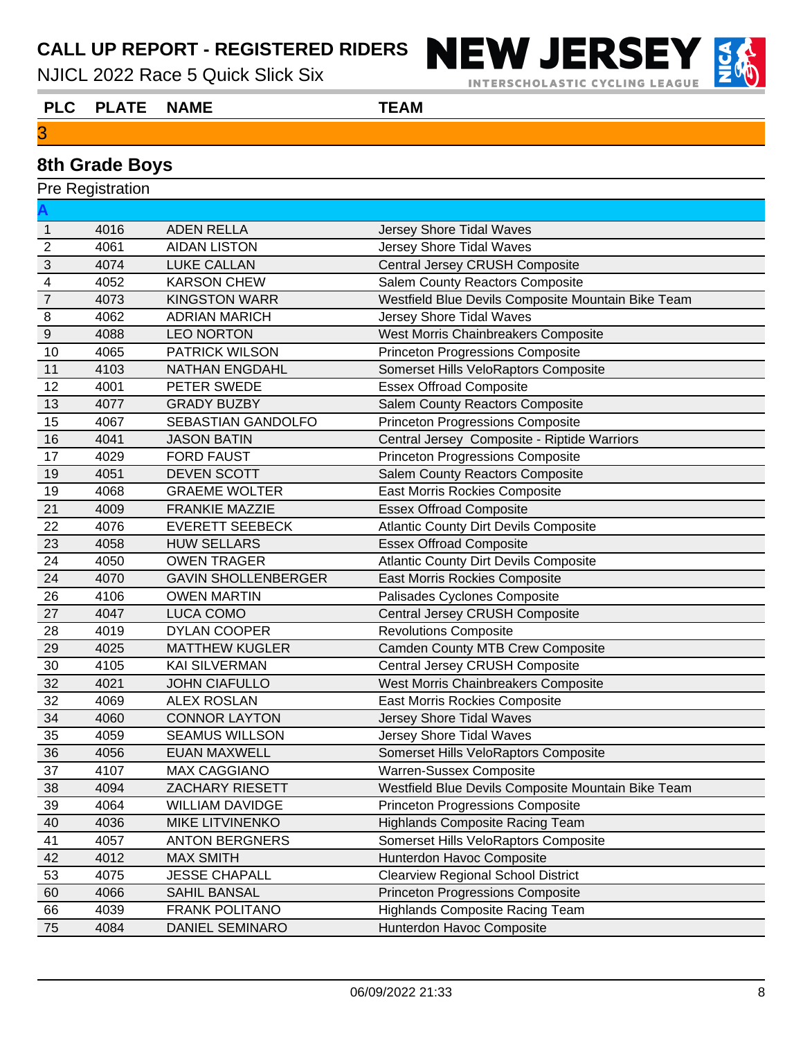# CALL UP REPORT - REGISTERED RIDERS

NJICL 2022 Race 5 Quick Slick Six

| PLC | PLATE | NAME | TEAM |
|---|---|---|---|
| 3 | | | |

## 8th Grade Boys

Pre Registration

| PLC | PLATE | NAME | TEAM |
|---|---|---|---|
| A | | | |
| 1 | 4016 | ADEN RELLA | Jersey Shore Tidal Waves |
| 2 | 4061 | AIDAN LISTON | Jersey Shore Tidal Waves |
| 3 | 4074 | LUKE CALLAN | Central Jersey CRUSH Composite |
| 4 | 4052 | KARSON CHEW | Salem County Reactors Composite |
| 7 | 4073 | KINGSTON WARR | Westfield Blue Devils Composite Mountain Bike Team |
| 8 | 4062 | ADRIAN MARICH | Jersey Shore Tidal Waves |
| 9 | 4088 | LEO NORTON | West Morris Chainbreakers Composite |
| 10 | 4065 | PATRICK WILSON | Princeton Progressions Composite |
| 11 | 4103 | NATHAN ENGDAHL | Somerset Hills VeloRaptors Composite |
| 12 | 4001 | PETER SWEDE | Essex Offroad Composite |
| 13 | 4077 | GRADY BUZBY | Salem County Reactors Composite |
| 15 | 4067 | SEBASTIAN GANDOLFO | Princeton Progressions Composite |
| 16 | 4041 | JASON BATIN | Central Jersey  Composite - Riptide Warriors |
| 17 | 4029 | FORD FAUST | Princeton Progressions Composite |
| 19 | 4051 | DEVEN SCOTT | Salem County Reactors Composite |
| 19 | 4068 | GRAEME WOLTER | East Morris Rockies Composite |
| 21 | 4009 | FRANKIE MAZZIE | Essex Offroad Composite |
| 22 | 4076 | EVERETT SEEBECK | Atlantic County Dirt Devils Composite |
| 23 | 4058 | HUW SELLARS | Essex Offroad Composite |
| 24 | 4050 | OWEN TRAGER | Atlantic County Dirt Devils Composite |
| 24 | 4070 | GAVIN SHOLLENBERGER | East Morris Rockies Composite |
| 26 | 4106 | OWEN MARTIN | Palisades Cyclones Composite |
| 27 | 4047 | LUCA COMO | Central Jersey CRUSH Composite |
| 28 | 4019 | DYLAN COOPER | Revolutions Composite |
| 29 | 4025 | MATTHEW KUGLER | Camden County MTB Crew Composite |
| 30 | 4105 | KAI SILVERMAN | Central Jersey CRUSH Composite |
| 32 | 4021 | JOHN CIAFULLO | West Morris Chainbreakers Composite |
| 32 | 4069 | ALEX ROSLAN | East Morris Rockies Composite |
| 34 | 4060 | CONNOR LAYTON | Jersey Shore Tidal Waves |
| 35 | 4059 | SEAMUS WILLSON | Jersey Shore Tidal Waves |
| 36 | 4056 | EUAN MAXWELL | Somerset Hills VeloRaptors Composite |
| 37 | 4107 | MAX CAGGIANO | Warren-Sussex Composite |
| 38 | 4094 | ZACHARY RIESETT | Westfield Blue Devils Composite Mountain Bike Team |
| 39 | 4064 | WILLIAM DAVIDGE | Princeton Progressions Composite |
| 40 | 4036 | MIKE LITVINENKO | Highlands Composite Racing Team |
| 41 | 4057 | ANTON BERGNERS | Somerset Hills VeloRaptors Composite |
| 42 | 4012 | MAX SMITH | Hunterdon Havoc Composite |
| 53 | 4075 | JESSE CHAPALL | Clearview Regional School District |
| 60 | 4066 | SAHIL BANSAL | Princeton Progressions Composite |
| 66 | 4039 | FRANK POLITANO | Highlands Composite Racing Team |
| 75 | 4084 | DANIEL SEMINARO | Hunterdon Havoc Composite |

06/09/2022 21:33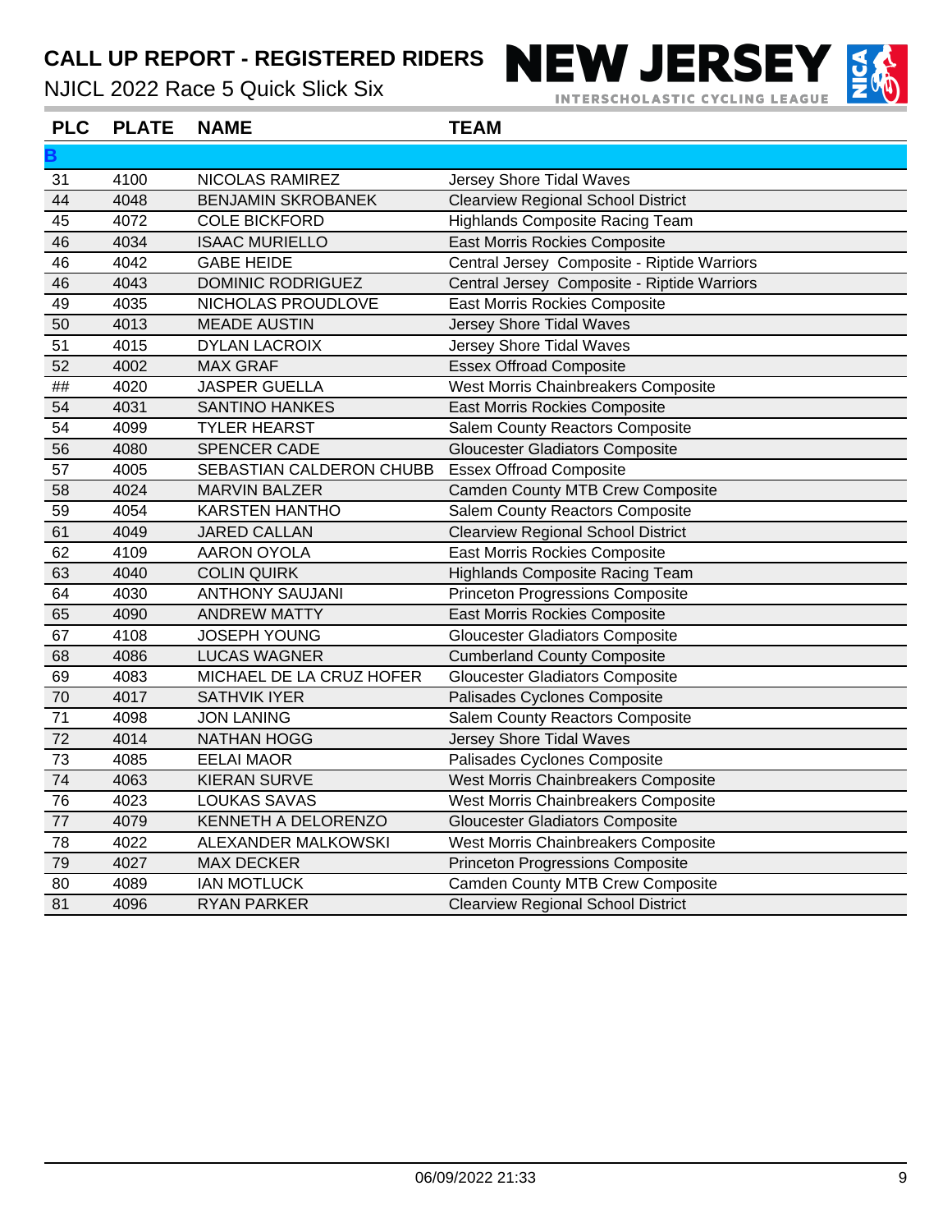# CALL UP REPORT - REGISTERED RIDERS

NJICL 2022 Race 5 Quick Slick Six

NEW JERSEY INTERSCHOLASTIC CYCLING LEAGUE

| PLC | PLATE | NAME | TEAM |
|---|---|---|---|
| **B** | | | |
| 31 | 4100 | NICOLAS RAMIREZ | Jersey Shore Tidal Waves |
| 44 | 4048 | BENJAMIN SKROBANEK | Clearview Regional School District |
| 45 | 4072 | COLE BICKFORD | Highlands Composite Racing Team |
| 46 | 4034 | ISAAC MURIELLO | East Morris Rockies Composite |
| 46 | 4042 | GABE HEIDE | Central Jersey Composite - Riptide Warriors |
| 46 | 4043 | DOMINIC RODRIGUEZ | Central Jersey Composite - Riptide Warriors |
| 49 | 4035 | NICHOLAS PROUDLOVE | East Morris Rockies Composite |
| 50 | 4013 | MEADE AUSTIN | Jersey Shore Tidal Waves |
| 51 | 4015 | DYLAN LACROIX | Jersey Shore Tidal Waves |
| 52 | 4002 | MAX GRAF | Essex Offroad Composite |
| ## | 4020 | JASPER GUELLA | West Morris Chainbreakers Composite |
| 54 | 4031 | SANTINO HANKES | East Morris Rockies Composite |
| 54 | 4099 | TYLER HEARST | Salem County Reactors Composite |
| 56 | 4080 | SPENCER CADE | Gloucester Gladiators Composite |
| 57 | 4005 | SEBASTIAN CALDERON CHUBB | Essex Offroad Composite |
| 58 | 4024 | MARVIN BALZER | Camden County MTB Crew Composite |
| 59 | 4054 | KARSTEN HANTHO | Salem County Reactors Composite |
| 61 | 4049 | JARED CALLAN | Clearview Regional School District |
| 62 | 4109 | AARON OYOLA | East Morris Rockies Composite |
| 63 | 4040 | COLIN QUIRK | Highlands Composite Racing Team |
| 64 | 4030 | ANTHONY SAUJANI | Princeton Progressions Composite |
| 65 | 4090 | ANDREW MATTY | East Morris Rockies Composite |
| 67 | 4108 | JOSEPH YOUNG | Gloucester Gladiators Composite |
| 68 | 4086 | LUCAS WAGNER | Cumberland County Composite |
| 69 | 4083 | MICHAEL DE LA CRUZ HOFER | Gloucester Gladiators Composite |
| 70 | 4017 | SATHVIK IYER | Palisades Cyclones Composite |
| 71 | 4098 | JON LANING | Salem County Reactors Composite |
| 72 | 4014 | NATHAN HOGG | Jersey Shore Tidal Waves |
| 73 | 4085 | EELAI MAOR | Palisades Cyclones Composite |
| 74 | 4063 | KIERAN SURVE | West Morris Chainbreakers Composite |
| 76 | 4023 | LOUKAS SAVAS | West Morris Chainbreakers Composite |
| 77 | 4079 | KENNETH A DELORENZO | Gloucester Gladiators Composite |
| 78 | 4022 | ALEXANDER MALKOWSKI | West Morris Chainbreakers Composite |
| 79 | 4027 | MAX DECKER | Princeton Progressions Composite |
| 80 | 4089 | IAN MOTLUCK | Camden County MTB Crew Composite |
| 81 | 4096 | RYAN PARKER | Clearview Regional School District |

06/09/2022 21:33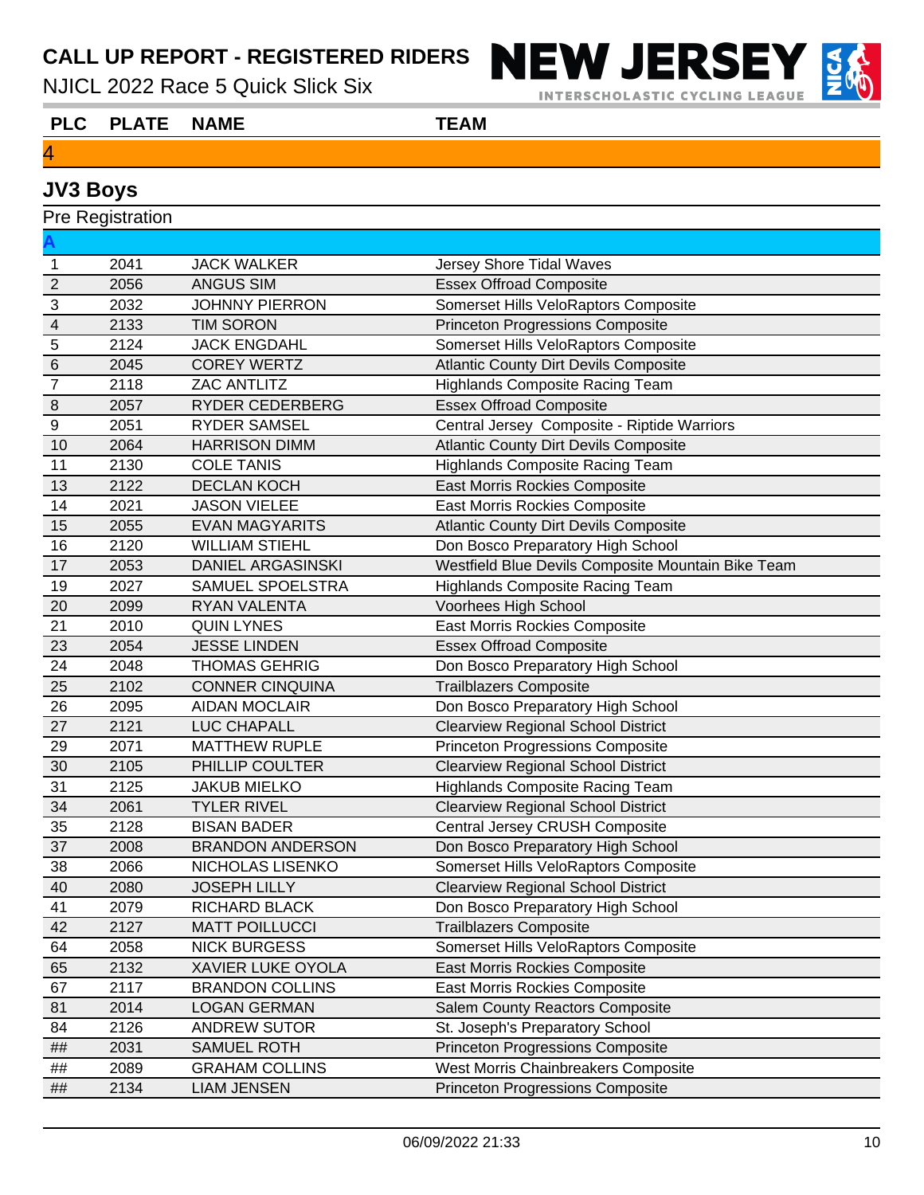# CALL UP REPORT - REGISTERED RIDERS

NJICL 2022 Race 5 Quick Slick Six

| PLC | PLATE | NAME | TEAM |
|---|---|---|---|
| 4 | | | |

## JV3 Boys

Pre Registration

| PLC | PLATE | NAME | TEAM |
|---|---|---|---|
| A | | | |
| 1 | 2041 | JACK WALKER | Jersey Shore Tidal Waves |
| 2 | 2056 | ANGUS SIM | Essex Offroad Composite |
| 3 | 2032 | JOHNNY PIERRON | Somerset Hills VeloRaptors Composite |
| 4 | 2133 | TIM SORON | Princeton Progressions Composite |
| 5 | 2124 | JACK ENGDAHL | Somerset Hills VeloRaptors Composite |
| 6 | 2045 | COREY WERTZ | Atlantic County Dirt Devils Composite |
| 7 | 2118 | ZAC ANTLITZ | Highlands Composite Racing Team |
| 8 | 2057 | RYDER CEDERBERG | Essex Offroad Composite |
| 9 | 2051 | RYDER SAMSEL | Central Jersey  Composite - Riptide Warriors |
| 10 | 2064 | HARRISON DIMM | Atlantic County Dirt Devils Composite |
| 11 | 2130 | COLE TANIS | Highlands Composite Racing Team |
| 13 | 2122 | DECLAN KOCH | East Morris Rockies Composite |
| 14 | 2021 | JASON VIELEE | East Morris Rockies Composite |
| 15 | 2055 | EVAN MAGYARITS | Atlantic County Dirt Devils Composite |
| 16 | 2120 | WILLIAM STIEHL | Don Bosco Preparatory High School |
| 17 | 2053 | DANIEL ARGASINSKI | Westfield Blue Devils Composite Mountain Bike Team |
| 19 | 2027 | SAMUEL SPOELSTRA | Highlands Composite Racing Team |
| 20 | 2099 | RYAN VALENTA | Voorhees High School |
| 21 | 2010 | QUIN LYNES | East Morris Rockies Composite |
| 23 | 2054 | JESSE LINDEN | Essex Offroad Composite |
| 24 | 2048 | THOMAS GEHRIG | Don Bosco Preparatory High School |
| 25 | 2102 | CONNER CINQUINA | Trailblazers Composite |
| 26 | 2095 | AIDAN MOCLAIR | Don Bosco Preparatory High School |
| 27 | 2121 | LUC CHAPALL | Clearview Regional School District |
| 29 | 2071 | MATTHEW RUPLE | Princeton Progressions Composite |
| 30 | 2105 | PHILLIP COULTER | Clearview Regional School District |
| 31 | 2125 | JAKUB MIELKO | Highlands Composite Racing Team |
| 34 | 2061 | TYLER RIVEL | Clearview Regional School District |
| 35 | 2128 | BISAN BADER | Central Jersey CRUSH Composite |
| 37 | 2008 | BRANDON ANDERSON | Don Bosco Preparatory High School |
| 38 | 2066 | NICHOLAS LISENKO | Somerset Hills VeloRaptors Composite |
| 40 | 2080 | JOSEPH LILLY | Clearview Regional School District |
| 41 | 2079 | RICHARD BLACK | Don Bosco Preparatory High School |
| 42 | 2127 | MATT POILLUCCI | Trailblazers Composite |
| 64 | 2058 | NICK BURGESS | Somerset Hills VeloRaptors Composite |
| 65 | 2132 | XAVIER LUKE OYOLA | East Morris Rockies Composite |
| 67 | 2117 | BRANDON COLLINS | East Morris Rockies Composite |
| 81 | 2014 | LOGAN GERMAN | Salem County Reactors Composite |
| 84 | 2126 | ANDREW SUTOR | St. Joseph's Preparatory School |
| ## | 2031 | SAMUEL ROTH | Princeton Progressions Composite |
| ## | 2089 | GRAHAM COLLINS | West Morris Chainbreakers Composite |
| ## | 2134 | LIAM JENSEN | Princeton Progressions Composite |

06/09/2022 21:33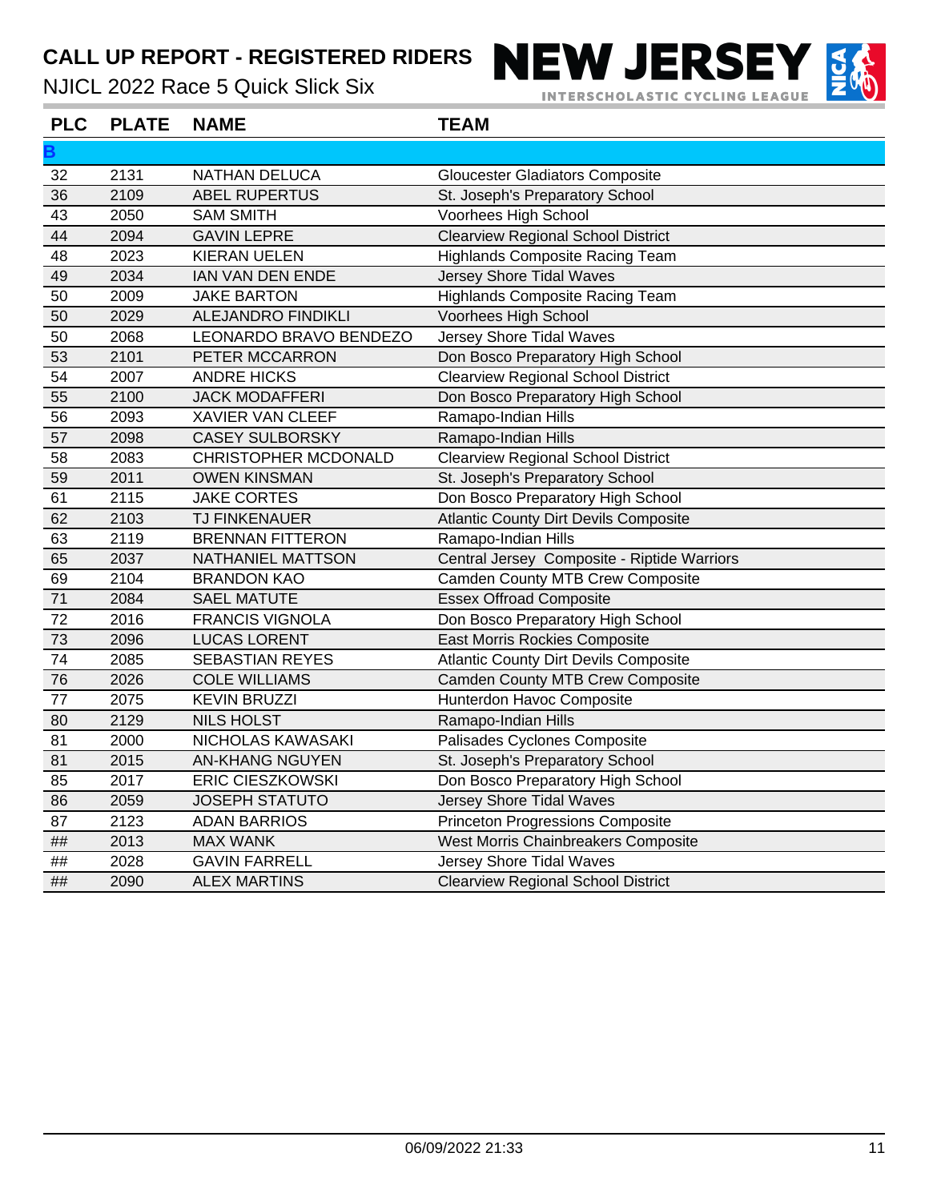# CALL UP REPORT - REGISTERED RIDERS

NJICL 2022 Race 5 Quick Slick Six

NEW JERSEY INTERSCHOLASTIC CYCLING LEAGUE

| PLC | PLATE | NAME | TEAM |
|---|---|---|---|
| **B** | | | |
| 32 | 2131 | NATHAN DELUCA | Gloucester Gladiators Composite |
| 36 | 2109 | ABEL RUPERTUS | St. Joseph's Preparatory School |
| 43 | 2050 | SAM SMITH | Voorhees High School |
| 44 | 2094 | GAVIN LEPRE | Clearview Regional School District |
| 48 | 2023 | KIERAN UELEN | Highlands Composite Racing Team |
| 49 | 2034 | IAN VAN DEN ENDE | Jersey Shore Tidal Waves |
| 50 | 2009 | JAKE BARTON | Highlands Composite Racing Team |
| 50 | 2029 | ALEJANDRO FINDIKLI | Voorhees High School |
| 50 | 2068 | LEONARDO BRAVO BENDEZO | Jersey Shore Tidal Waves |
| 53 | 2101 | PETER MCCARRON | Don Bosco Preparatory High School |
| 54 | 2007 | ANDRE HICKS | Clearview Regional School District |
| 55 | 2100 | JACK MODAFFERI | Don Bosco Preparatory High School |
| 56 | 2093 | XAVIER VAN CLEEF | Ramapo-Indian Hills |
| 57 | 2098 | CASEY SULBORSKY | Ramapo-Indian Hills |
| 58 | 2083 | CHRISTOPHER MCDONALD | Clearview Regional School District |
| 59 | 2011 | OWEN KINSMAN | St. Joseph's Preparatory School |
| 61 | 2115 | JAKE CORTES | Don Bosco Preparatory High School |
| 62 | 2103 | TJ FINKENAUER | Atlantic County Dirt Devils Composite |
| 63 | 2119 | BRENNAN FITTERON | Ramapo-Indian Hills |
| 65 | 2037 | NATHANIEL MATTSON | Central Jersey Composite - Riptide Warriors |
| 69 | 2104 | BRANDON KAO | Camden County MTB Crew Composite |
| 71 | 2084 | SAEL MATUTE | Essex Offroad Composite |
| 72 | 2016 | FRANCIS VIGNOLA | Don Bosco Preparatory High School |
| 73 | 2096 | LUCAS LORENT | East Morris Rockies Composite |
| 74 | 2085 | SEBASTIAN REYES | Atlantic County Dirt Devils Composite |
| 76 | 2026 | COLE WILLIAMS | Camden County MTB Crew Composite |
| 77 | 2075 | KEVIN BRUZZI | Hunterdon Havoc Composite |
| 80 | 2129 | NILS HOLST | Ramapo-Indian Hills |
| 81 | 2000 | NICHOLAS KAWASAKI | Palisades Cyclones Composite |
| 81 | 2015 | AN-KHANG NGUYEN | St. Joseph's Preparatory School |
| 85 | 2017 | ERIC CIESZKOWSKI | Don Bosco Preparatory High School |
| 86 | 2059 | JOSEPH STATUTO | Jersey Shore Tidal Waves |
| 87 | 2123 | ADAN BARRIOS | Princeton Progressions Composite |
| ## | 2013 | MAX WANK | West Morris Chainbreakers Composite |
| ## | 2028 | GAVIN FARRELL | Jersey Shore Tidal Waves |
| ## | 2090 | ALEX MARTINS | Clearview Regional School District |

06/09/2022 21:33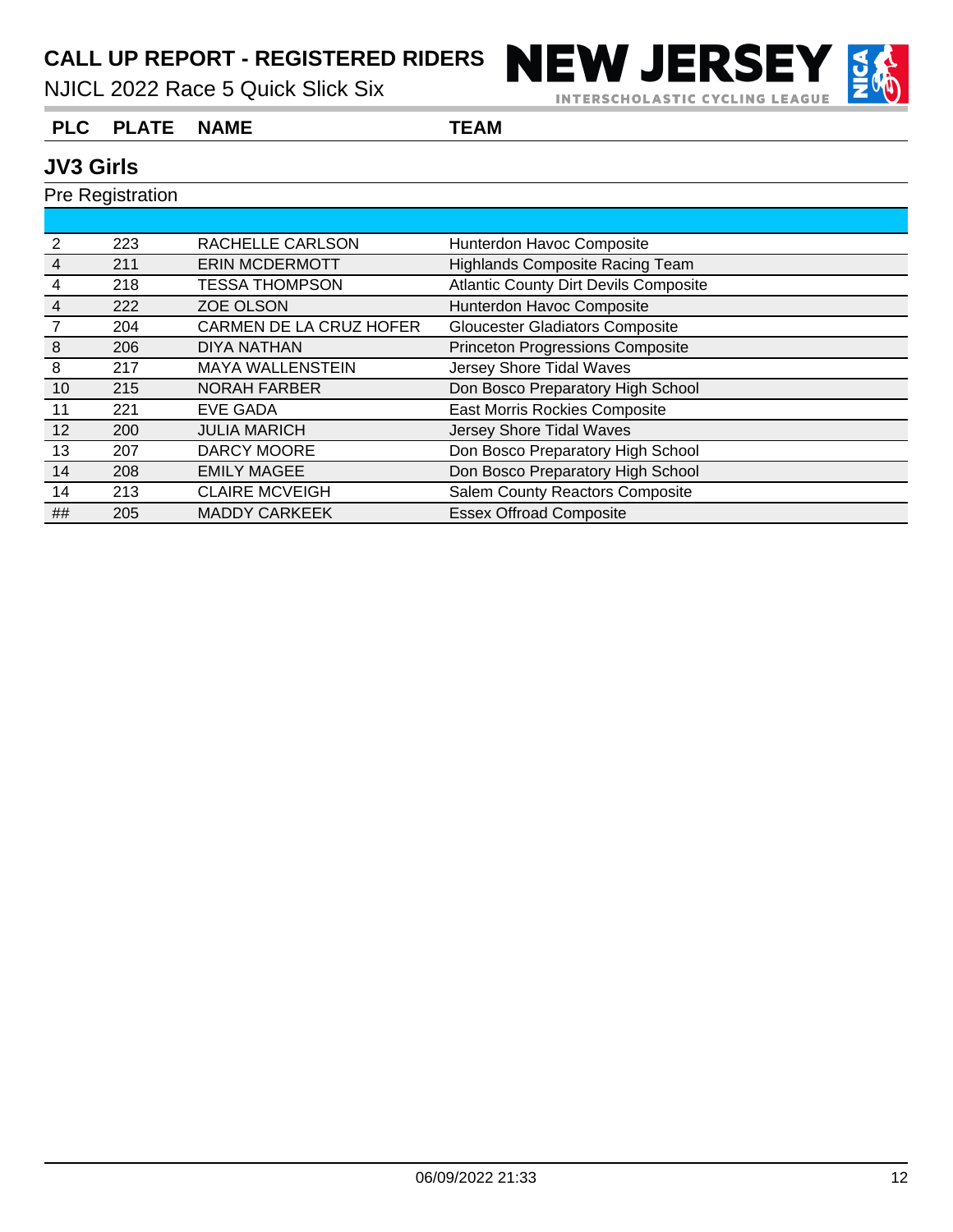# CALL UP REPORT - REGISTERED RIDERS

NJICL 2022 Race 5 Quick Slick Six

NEW JERSEY INTERSCHOLASTIC CYCLING LEAGUE

## JV3 Girls

Pre Registration

| PLC | PLATE | NAME | TEAM |
|---|---|---|---|
| 2 | 223 | RACHELLE CARLSON | Hunterdon Havoc Composite |
| 4 | 211 | ERIN MCDERMOTT | Highlands Composite Racing Team |
| 4 | 218 | TESSA THOMPSON | Atlantic County Dirt Devils Composite |
| 4 | 222 | ZOE OLSON | Hunterdon Havoc Composite |
| 7 | 204 | CARMEN DE LA CRUZ HOFER | Gloucester Gladiators Composite |
| 8 | 206 | DIYA NATHAN | Princeton Progressions Composite |
| 8 | 217 | MAYA WALLENSTEIN | Jersey Shore Tidal Waves |
| 10 | 215 | NORAH FARBER | Don Bosco Preparatory High School |
| 11 | 221 | EVE GADA | East Morris Rockies Composite |
| 12 | 200 | JULIA MARICH | Jersey Shore Tidal Waves |
| 13 | 207 | DARCY MOORE | Don Bosco Preparatory High School |
| 14 | 208 | EMILY MAGEE | Don Bosco Preparatory High School |
| 14 | 213 | CLAIRE MCVEIGH | Salem County Reactors Composite |
| ## | 205 | MADDY CARKEEK | Essex Offroad Composite |

06/09/2022 21:33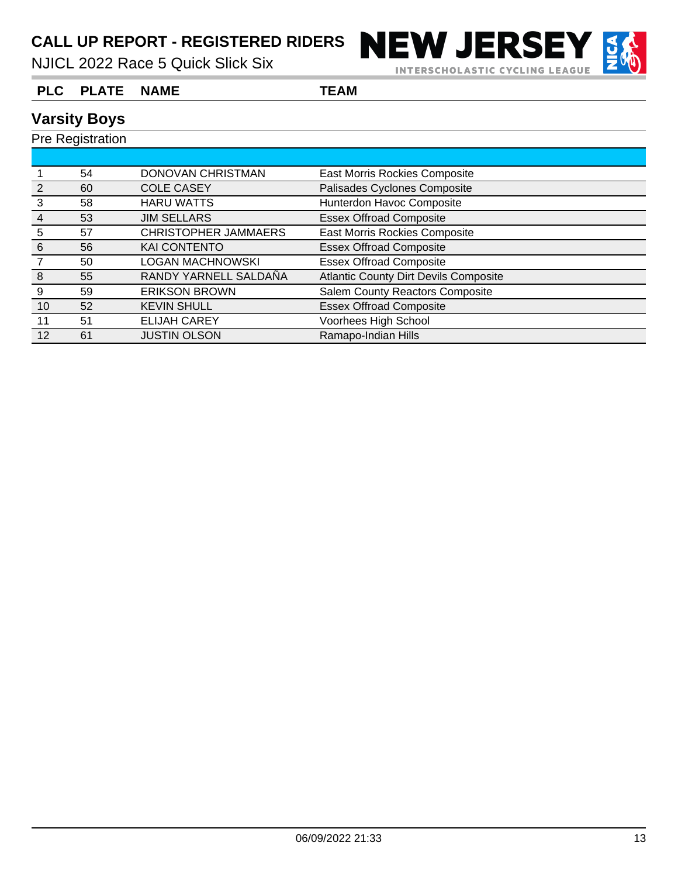# CALL UP REPORT - REGISTERED RIDERS

NJICL 2022 Race 5 Quick Slick Six

NEW JERSEY INTERSCHOLASTIC CYCLING LEAGUE

## Varsity Boys

Pre Registration

| PLC | PLATE | NAME | TEAM |
|---|---|---|---|
| 1 | 54 | DONOVAN CHRISTMAN | East Morris Rockies Composite |
| 2 | 60 | COLE CASEY | Palisades Cyclones Composite |
| 3 | 58 | HARU WATTS | Hunterdon Havoc Composite |
| 4 | 53 | JIM SELLARS | Essex Offroad Composite |
| 5 | 57 | CHRISTOPHER JAMMAERS | East Morris Rockies Composite |
| 6 | 56 | KAI CONTENTO | Essex Offroad Composite |
| 7 | 50 | LOGAN MACHNOWSKI | Essex Offroad Composite |
| 8 | 55 | RANDY YARNELL SALDAÑA | Atlantic County Dirt Devils Composite |
| 9 | 59 | ERIKSON BROWN | Salem County Reactors Composite |
| 10 | 52 | KEVIN SHULL | Essex Offroad Composite |
| 11 | 51 | ELIJAH CAREY | Voorhees High School |
| 12 | 61 | JUSTIN OLSON | Ramapo-Indian Hills |

06/09/2022 21:33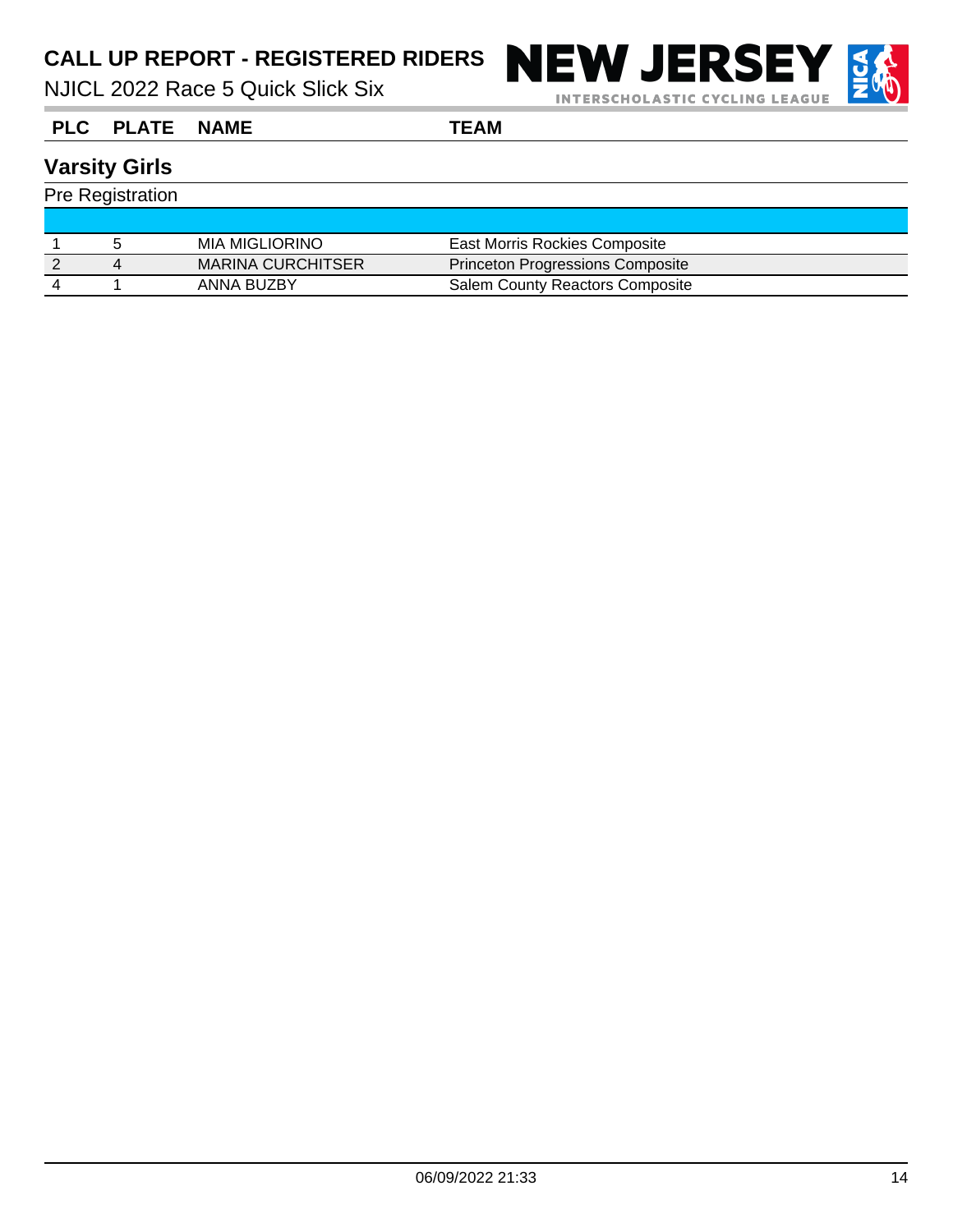# CALL UP REPORT - REGISTERED RIDERS

NJICL 2022 Race 5 Quick Slick Six

## Varsity Girls

Pre Registration

| PLC | PLATE | NAME | TEAM |
| --- | --- | --- | --- |
| 1 | 5 | MIA MIGLIORINO | East Morris Rockies Composite |
| 2 | 4 | MARINA CURCHITSER | Princeton Progressions Composite |
| 4 | 1 | ANNA BUZBY | Salem County Reactors Composite |

06/09/2022 21:33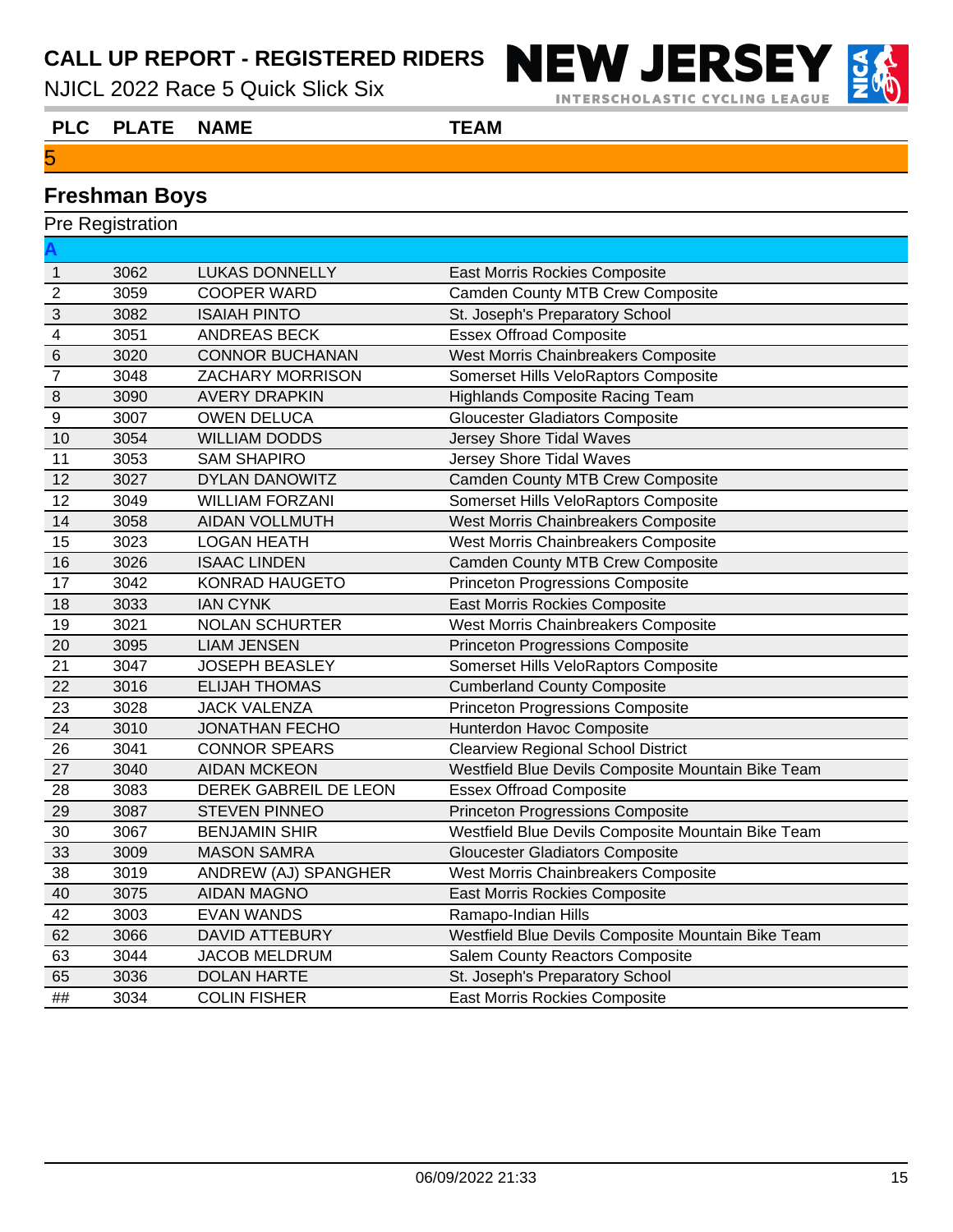# CALL UP REPORT - REGISTERED RIDERS

NJICL 2022 Race 5 Quick Slick Six

| PLC | PLATE | NAME | TEAM |
|---|---|---|---|
| 5 | | | |

## Freshman Boys

Pre Registration

| PLC | PLATE | NAME | TEAM |
|---|---|---|---|
| A | | | |
| 1 | 3062 | LUKAS DONNELLY | East Morris Rockies Composite |
| 2 | 3059 | COOPER WARD | Camden County MTB Crew Composite |
| 3 | 3082 | ISAIAH PINTO | St. Joseph's Preparatory School |
| 4 | 3051 | ANDREAS BECK | Essex Offroad Composite |
| 6 | 3020 | CONNOR BUCHANAN | West Morris Chainbreakers Composite |
| 7 | 3048 | ZACHARY MORRISON | Somerset Hills VeloRaptors Composite |
| 8 | 3090 | AVERY DRAPKIN | Highlands Composite Racing Team |
| 9 | 3007 | OWEN DELUCA | Gloucester Gladiators Composite |
| 10 | 3054 | WILLIAM DODDS | Jersey Shore Tidal Waves |
| 11 | 3053 | SAM SHAPIRO | Jersey Shore Tidal Waves |
| 12 | 3027 | DYLAN DANOWITZ | Camden County MTB Crew Composite |
| 12 | 3049 | WILLIAM FORZANI | Somerset Hills VeloRaptors Composite |
| 14 | 3058 | AIDAN VOLLMUTH | West Morris Chainbreakers Composite |
| 15 | 3023 | LOGAN HEATH | West Morris Chainbreakers Composite |
| 16 | 3026 | ISAAC LINDEN | Camden County MTB Crew Composite |
| 17 | 3042 | KONRAD HAUGETO | Princeton Progressions Composite |
| 18 | 3033 | IAN CYNK | East Morris Rockies Composite |
| 19 | 3021 | NOLAN SCHURTER | West Morris Chainbreakers Composite |
| 20 | 3095 | LIAM JENSEN | Princeton Progressions Composite |
| 21 | 3047 | JOSEPH BEASLEY | Somerset Hills VeloRaptors Composite |
| 22 | 3016 | ELIJAH THOMAS | Cumberland County Composite |
| 23 | 3028 | JACK VALENZA | Princeton Progressions Composite |
| 24 | 3010 | JONATHAN FECHO | Hunterdon Havoc Composite |
| 26 | 3041 | CONNOR SPEARS | Clearview Regional School District |
| 27 | 3040 | AIDAN MCKEON | Westfield Blue Devils Composite Mountain Bike Team |
| 28 | 3083 | DEREK GABREIL DE LEON | Essex Offroad Composite |
| 29 | 3087 | STEVEN PINNEO | Princeton Progressions Composite |
| 30 | 3067 | BENJAMIN SHIR | Westfield Blue Devils Composite Mountain Bike Team |
| 33 | 3009 | MASON SAMRA | Gloucester Gladiators Composite |
| 38 | 3019 | ANDREW (AJ) SPANGHER | West Morris Chainbreakers Composite |
| 40 | 3075 | AIDAN MAGNO | East Morris Rockies Composite |
| 42 | 3003 | EVAN WANDS | Ramapo-Indian Hills |
| 62 | 3066 | DAVID ATTEBURY | Westfield Blue Devils Composite Mountain Bike Team |
| 63 | 3044 | JACOB MELDRUM | Salem County Reactors Composite |
| 65 | 3036 | DOLAN HARTE | St. Joseph's Preparatory School |
| ## | 3034 | COLIN FISHER | East Morris Rockies Composite |

06/09/2022 21:33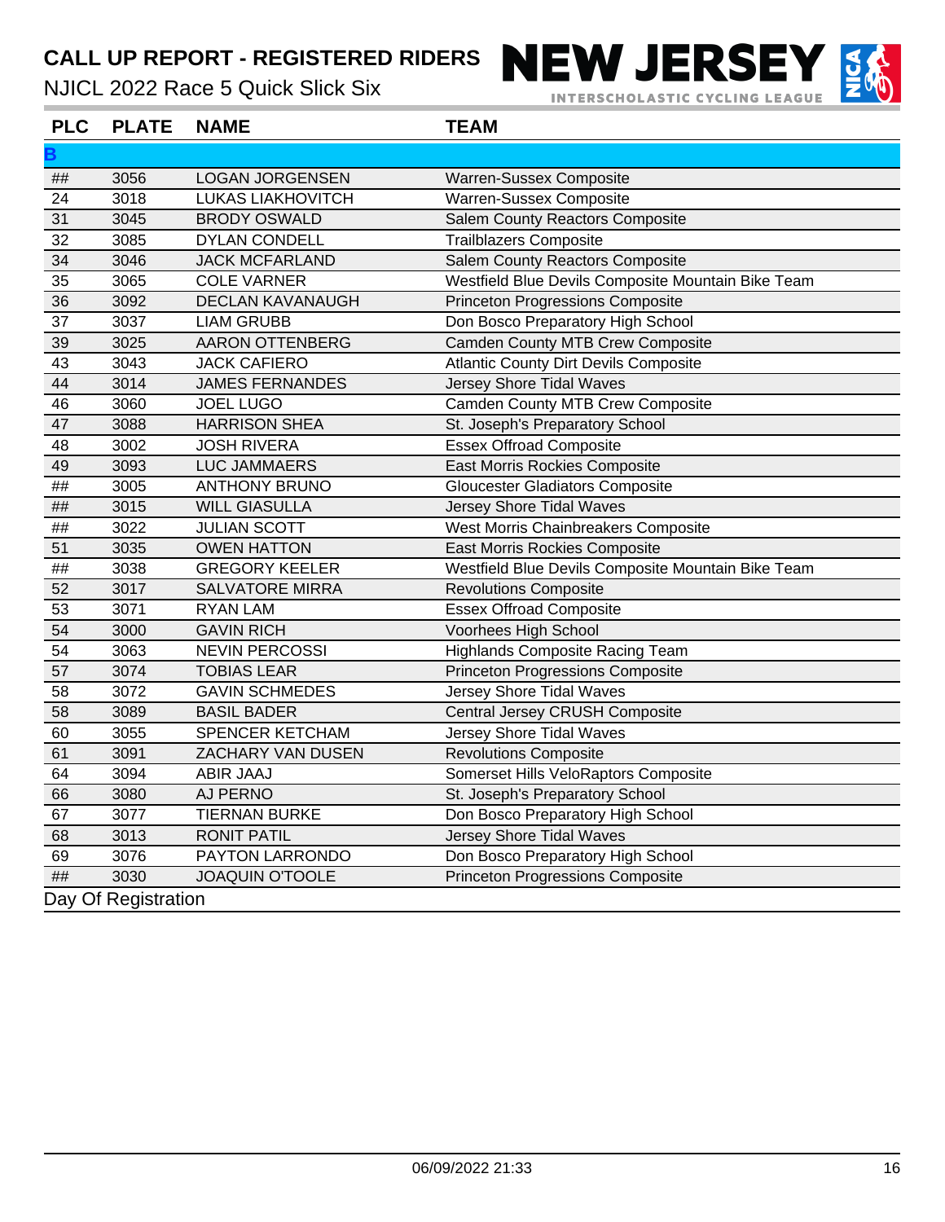# CALL UP REPORT - REGISTERED RIDERS

NJICL 2022 Race 5 Quick Slick Six

NEW JERSEY INTERSCHOLASTIC CYCLING LEAGUE

| PLC | PLATE | NAME | TEAM |
|---|---|---|---|
| B | | | |
| ## | 3056 | LOGAN JORGENSEN | Warren-Sussex Composite |
| 24 | 3018 | LUKAS LIAKHOVITCH | Warren-Sussex Composite |
| 31 | 3045 | BRODY OSWALD | Salem County Reactors Composite |
| 32 | 3085 | DYLAN CONDELL | Trailblazers Composite |
| 34 | 3046 | JACK MCFARLAND | Salem County Reactors Composite |
| 35 | 3065 | COLE VARNER | Westfield Blue Devils Composite Mountain Bike Team |
| 36 | 3092 | DECLAN KAVANAUGH | Princeton Progressions Composite |
| 37 | 3037 | LIAM GRUBB | Don Bosco Preparatory High School |
| 39 | 3025 | AARON OTTENBERG | Camden County MTB Crew Composite |
| 43 | 3043 | JACK CAFIERO | Atlantic County Dirt Devils Composite |
| 44 | 3014 | JAMES FERNANDES | Jersey Shore Tidal Waves |
| 46 | 3060 | JOEL LUGO | Camden County MTB Crew Composite |
| 47 | 3088 | HARRISON SHEA | St. Joseph's Preparatory School |
| 48 | 3002 | JOSH RIVERA | Essex Offroad Composite |
| 49 | 3093 | LUC JAMMAERS | East Morris Rockies Composite |
| ## | 3005 | ANTHONY BRUNO | Gloucester Gladiators Composite |
| ## | 3015 | WILL GIASULLA | Jersey Shore Tidal Waves |
| ## | 3022 | JULIAN SCOTT | West Morris Chainbreakers Composite |
| 51 | 3035 | OWEN HATTON | East Morris Rockies Composite |
| ## | 3038 | GREGORY KEELER | Westfield Blue Devils Composite Mountain Bike Team |
| 52 | 3017 | SALVATORE MIRRA | Revolutions Composite |
| 53 | 3071 | RYAN LAM | Essex Offroad Composite |
| 54 | 3000 | GAVIN RICH | Voorhees High School |
| 54 | 3063 | NEVIN PERCOSSI | Highlands Composite Racing Team |
| 57 | 3074 | TOBIAS LEAR | Princeton Progressions Composite |
| 58 | 3072 | GAVIN SCHMEDES | Jersey Shore Tidal Waves |
| 58 | 3089 | BASIL BADER | Central Jersey CRUSH Composite |
| 60 | 3055 | SPENCER KETCHAM | Jersey Shore Tidal Waves |
| 61 | 3091 | ZACHARY VAN DUSEN | Revolutions Composite |
| 64 | 3094 | ABIR JAAJ | Somerset Hills VeloRaptors Composite |
| 66 | 3080 | AJ PERNO | St. Joseph's Preparatory School |
| 67 | 3077 | TIERNAN BURKE | Don Bosco Preparatory High School |
| 68 | 3013 | RONIT PATIL | Jersey Shore Tidal Waves |
| 69 | 3076 | PAYTON LARRONDO | Don Bosco Preparatory High School |
| ## | 3030 | JOAQUIN O'TOOLE | Princeton Progressions Composite |

Day Of Registration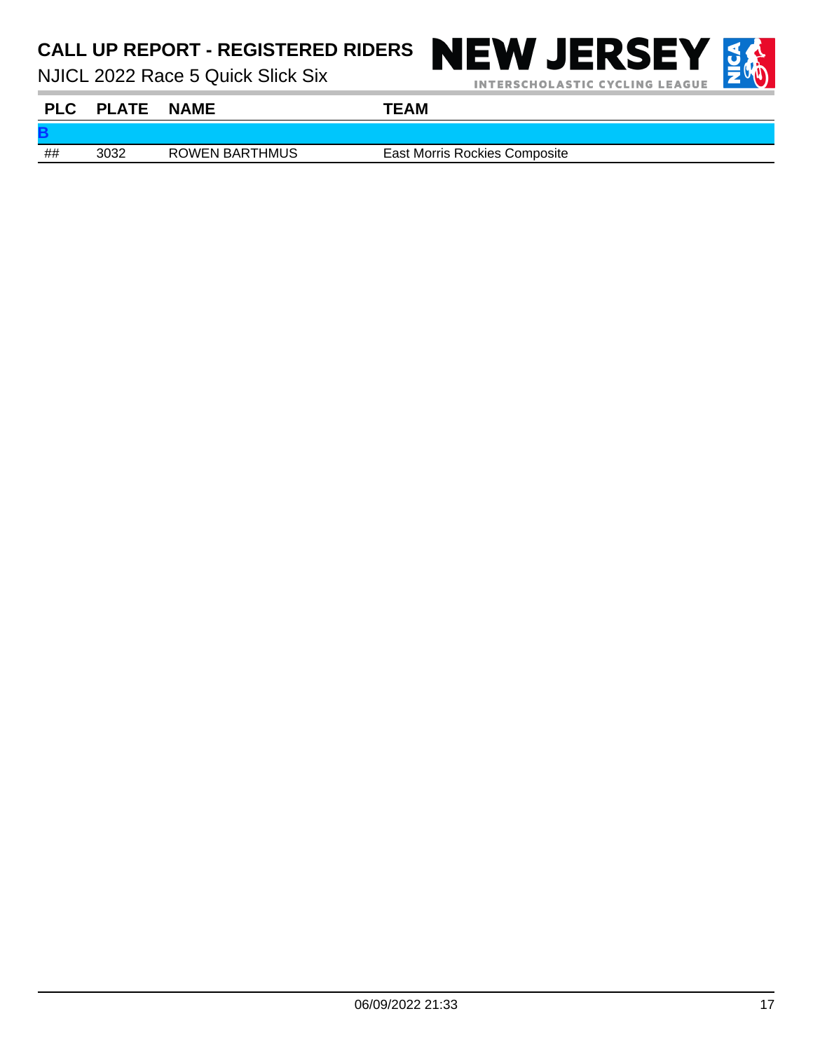**CALL UP REPORT - REGISTERED RIDERS**

NJICL 2022 Race 5 Quick Slick Six

| PLC | PLATE | NAME | TEAM |
| --- | --- | --- | --- |
| **B** | | | |
| ## | 3032 | ROWEN BARTHMUS | East Morris Rockies Composite |

06/09/2022 21:33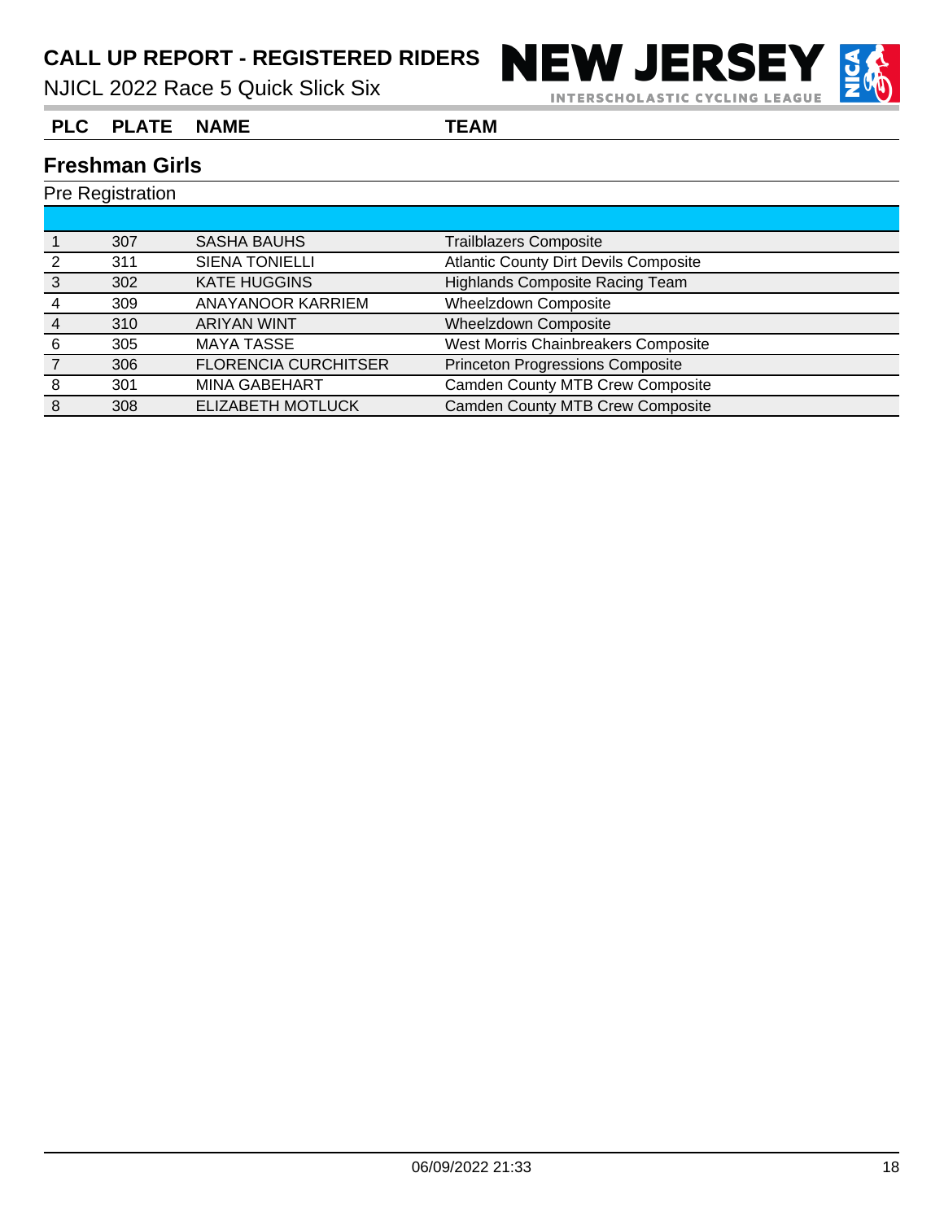# CALL UP REPORT - REGISTERED RIDERS

NJICL 2022 Race 5 Quick Slick Six

NEW JERSEY INTERSCHOLASTIC CYCLING LEAGUE

## Freshman Girls

Pre Registration

| PLC | PLATE | NAME | TEAM |
|---|---|---|---|
| 1 | 307 | SASHA BAUHS | Trailblazers Composite |
| 2 | 311 | SIENA TONIELLI | Atlantic County Dirt Devils Composite |
| 3 | 302 | KATE HUGGINS | Highlands Composite Racing Team |
| 4 | 309 | ANAYANOOR KARRIEM | Wheelzdown Composite |
| 4 | 310 | ARIYAN WINT | Wheelzdown Composite |
| 6 | 305 | MAYA TASSE | West Morris Chainbreakers Composite |
| 7 | 306 | FLORENCIA CURCHITSER | Princeton Progressions Composite |
| 8 | 301 | MINA GABEHART | Camden County MTB Crew Composite |
| 8 | 308 | ELIZABETH MOTLUCK | Camden County MTB Crew Composite |

06/09/2022 21:33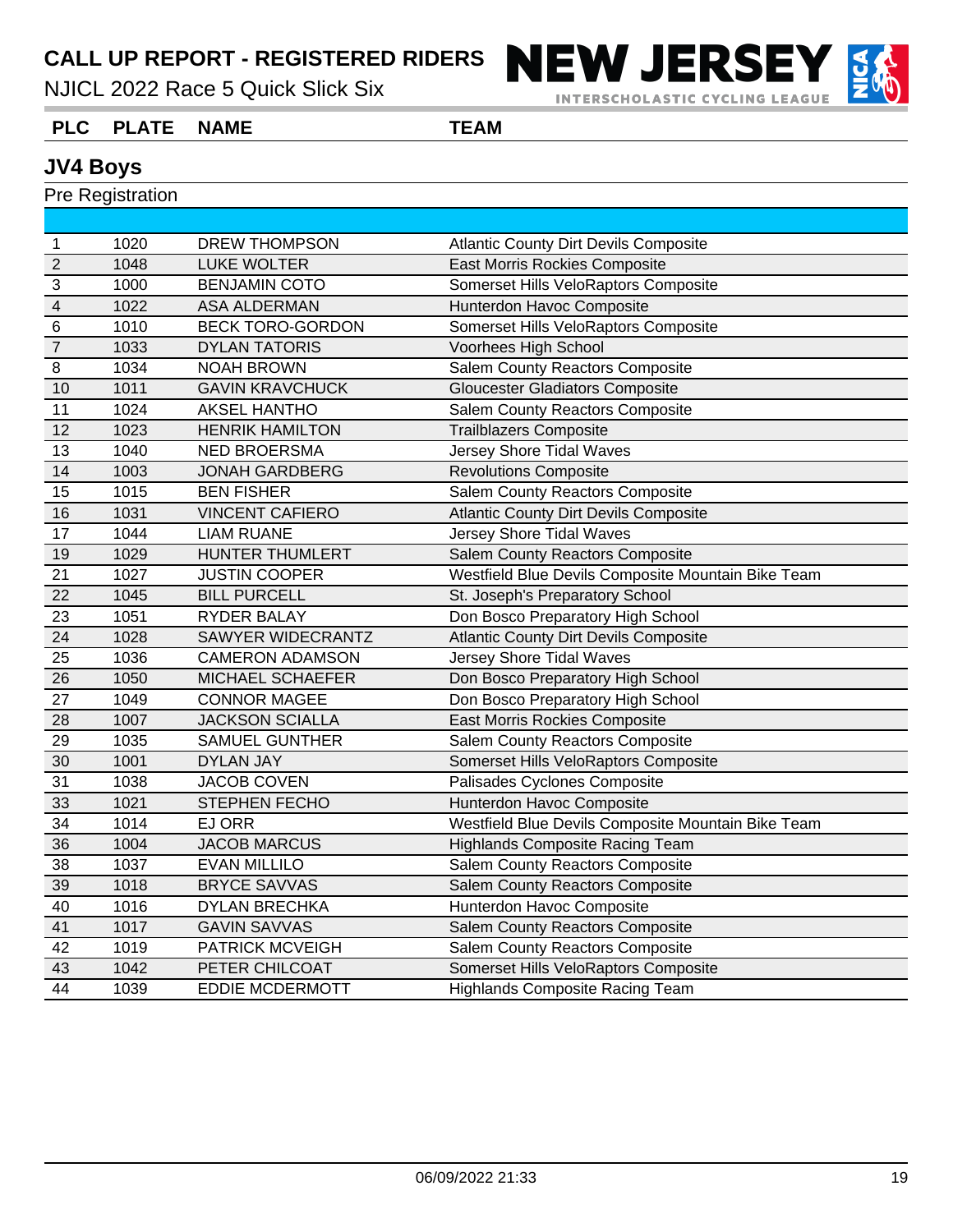# CALL UP REPORT - REGISTERED RIDERS

NJICL 2022 Race 5 Quick Slick Six

## JV4 Boys

Pre Registration

| PLC | PLATE | NAME | TEAM |
|---|---|---|---|
| 1 | 1020 | DREW THOMPSON | Atlantic County Dirt Devils Composite |
| 2 | 1048 | LUKE WOLTER | East Morris Rockies Composite |
| 3 | 1000 | BENJAMIN COTO | Somerset Hills VeloRaptors Composite |
| 4 | 1022 | ASA ALDERMAN | Hunterdon Havoc Composite |
| 6 | 1010 | BECK TORO-GORDON | Somerset Hills VeloRaptors Composite |
| 7 | 1033 | DYLAN TATORIS | Voorhees High School |
| 8 | 1034 | NOAH BROWN | Salem County Reactors Composite |
| 10 | 1011 | GAVIN KRAVCHUCK | Gloucester Gladiators Composite |
| 11 | 1024 | AKSEL HANTHO | Salem County Reactors Composite |
| 12 | 1023 | HENRIK HAMILTON | Trailblazers Composite |
| 13 | 1040 | NED BROERSMA | Jersey Shore Tidal Waves |
| 14 | 1003 | JONAH GARDBERG | Revolutions Composite |
| 15 | 1015 | BEN FISHER | Salem County Reactors Composite |
| 16 | 1031 | VINCENT CAFIERO | Atlantic County Dirt Devils Composite |
| 17 | 1044 | LIAM RUANE | Jersey Shore Tidal Waves |
| 19 | 1029 | HUNTER THUMLERT | Salem County Reactors Composite |
| 21 | 1027 | JUSTIN COOPER | Westfield Blue Devils Composite Mountain Bike Team |
| 22 | 1045 | BILL PURCELL | St. Joseph's Preparatory School |
| 23 | 1051 | RYDER BALAY | Don Bosco Preparatory High School |
| 24 | 1028 | SAWYER WIDECRANTZ | Atlantic County Dirt Devils Composite |
| 25 | 1036 | CAMERON ADAMSON | Jersey Shore Tidal Waves |
| 26 | 1050 | MICHAEL SCHAEFER | Don Bosco Preparatory High School |
| 27 | 1049 | CONNOR MAGEE | Don Bosco Preparatory High School |
| 28 | 1007 | JACKSON SCIALLA | East Morris Rockies Composite |
| 29 | 1035 | SAMUEL GUNTHER | Salem County Reactors Composite |
| 30 | 1001 | DYLAN JAY | Somerset Hills VeloRaptors Composite |
| 31 | 1038 | JACOB COVEN | Palisades Cyclones Composite |
| 33 | 1021 | STEPHEN FECHO | Hunterdon Havoc Composite |
| 34 | 1014 | EJ ORR | Westfield Blue Devils Composite Mountain Bike Team |
| 36 | 1004 | JACOB MARCUS | Highlands Composite Racing Team |
| 38 | 1037 | EVAN MILLILO | Salem County Reactors Composite |
| 39 | 1018 | BRYCE SAVVAS | Salem County Reactors Composite |
| 40 | 1016 | DYLAN BRECHKA | Hunterdon Havoc Composite |
| 41 | 1017 | GAVIN SAVVAS | Salem County Reactors Composite |
| 42 | 1019 | PATRICK MCVEIGH | Salem County Reactors Composite |
| 43 | 1042 | PETER CHILCOAT | Somerset Hills VeloRaptors Composite |
| 44 | 1039 | EDDIE MCDERMOTT | Highlands Composite Racing Team |

06/09/2022 21:33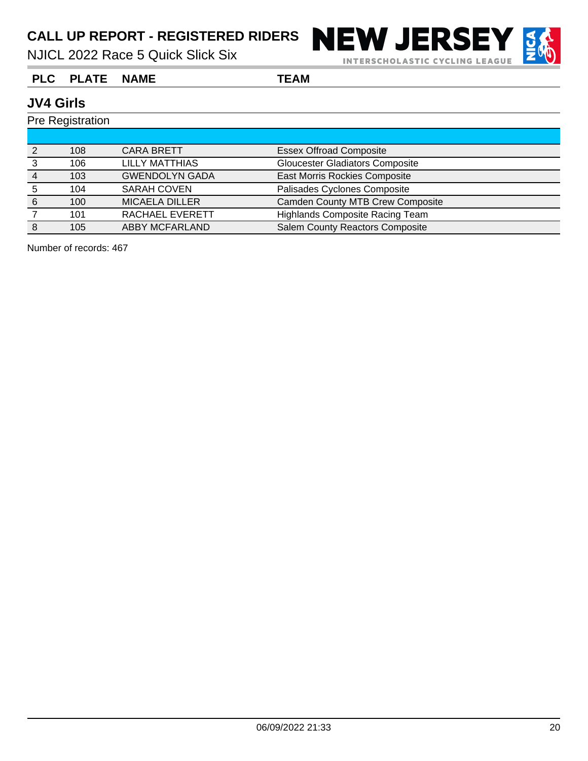# CALL UP REPORT - REGISTERED RIDERS

NJICL 2022 Race 5 Quick Slick Six

## JV4 Girls

Pre Registration

| PLC | PLATE | NAME | TEAM |
|---|---|---|---|
| 2 | 108 | CARA BRETT | Essex Offroad Composite |
| 3 | 106 | LILLY MATTHIAS | Gloucester Gladiators Composite |
| 4 | 103 | GWENDOLYN GADA | East Morris Rockies Composite |
| 5 | 104 | SARAH COVEN | Palisades Cyclones Composite |
| 6 | 100 | MICAELA DILLER | Camden County MTB Crew Composite |
| 7 | 101 | RACHAEL EVERETT | Highlands Composite Racing Team |
| 8 | 105 | ABBY MCFARLAND | Salem County Reactors Composite |

Number of records: 467

06/09/2022 21:33